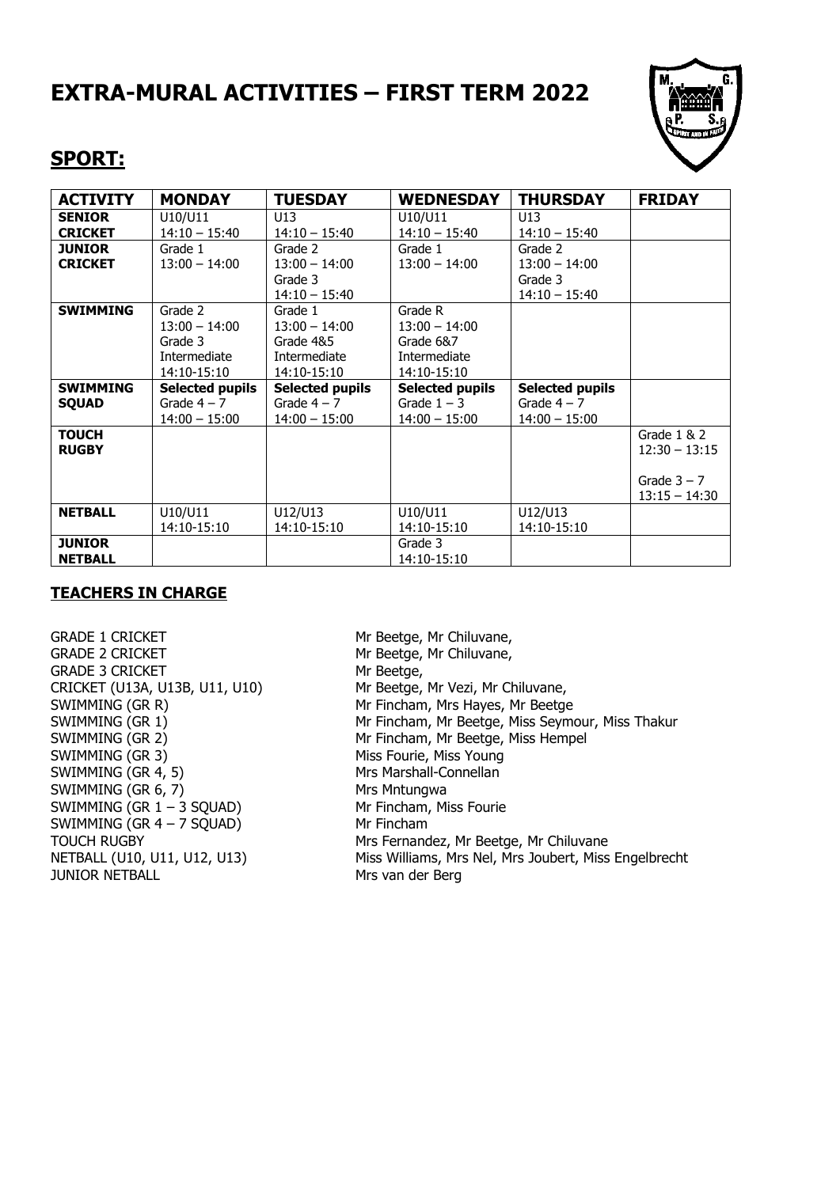# EXTRA-MURAL ACTIVITIES – FIRST TERM 2022

## SPORT:

| ACTIVITY | MONDAY | TUESDAY | WEDNESDAY | THURSDAY | FRIDAY |
|---|---|---|---|---|---|
| **SENIOR CRICKET** | U10/U11<br>14:10 – 15:40 | U13<br>14:10 – 15:40 | U10/U11<br>14:10 – 15:40 | U13<br>14:10 – 15:40 | |
| **JUNIOR CRICKET** | Grade 1<br>13:00 – 14:00 | Grade 2<br>13:00 – 14:00<br>Grade 3<br>14:10 – 15:40 | Grade 1<br>13:00 – 14:00 | Grade 2<br>13:00 – 14:00<br>Grade 3<br>14:10 – 15:40 | |
| **SWIMMING** | Grade 2<br>13:00 – 14:00<br>Grade 3<br>Intermediate<br>14:10-15:10 | Grade 1<br>13:00 – 14:00<br>Grade 4&5<br>Intermediate<br>14:10-15:10 | Grade R<br>13:00 – 14:00<br>Grade 6&7<br>Intermediate<br>14:10-15:10 | | |
| **SWIMMING SQUAD** | **Selected pupils**<br>Grade 4 – 7<br>14:00 – 15:00 | **Selected pupils**<br>Grade 4 – 7<br>14:00 – 15:00 | **Selected pupils**<br>Grade 1 – 3<br>14:00 – 15:00 | **Selected pupils**<br>Grade 4 – 7<br>14:00 – 15:00 | |
| **TOUCH RUGBY** | | | | | Grade 1 & 2<br>12:30 – 13:15<br><br>Grade 3 – 7<br>13:15 – 14:30 |
| **NETBALL** | U10/U11<br>14:10-15:10 | U12/U13<br>14:10-15:10 | U10/U11<br>14:10-15:10 | U12/U13<br>14:10-15:10 | |
| **JUNIOR NETBALL** | | | Grade 3<br>14:10-15:10 | | |

### TEACHERS IN CHARGE

| | |
|---|---|
| GRADE 1 CRICKET | Mr Beetge, Mr Chiluvane, |
| GRADE 2 CRICKET | Mr Beetge, Mr Chiluvane, |
| GRADE 3 CRICKET | Mr Beetge, |
| CRICKET (U13A, U13B, U11, U10) | Mr Beetge, Mr Vezi, Mr Chiluvane, |
| SWIMMING (GR R) | Mr Fincham, Mrs Hayes, Mr Beetge |
| SWIMMING (GR 1) | Mr Fincham, Mr Beetge, Miss Seymour, Miss Thakur |
| SWIMMING (GR 2) | Mr Fincham, Mr Beetge, Miss Hempel |
| SWIMMING (GR 3) | Miss Fourie, Miss Young |
| SWIMMING (GR 4, 5) | Mrs Marshall-Connellan |
| SWIMMING (GR 6, 7) | Mrs Mntungwa |
| SWIMMING (GR 1 – 3 SQUAD) | Mr Fincham, Miss Fourie |
| SWIMMING (GR 4 – 7 SQUAD) | Mr Fincham |
| TOUCH RUGBY | Mrs Fernandez, Mr Beetge, Mr Chiluvane |
| NETBALL (U10, U11, U12, U13) | Miss Williams, Mrs Nel, Mrs Joubert, Miss Engelbrecht |
| JUNIOR NETBALL | Mrs van der Berg |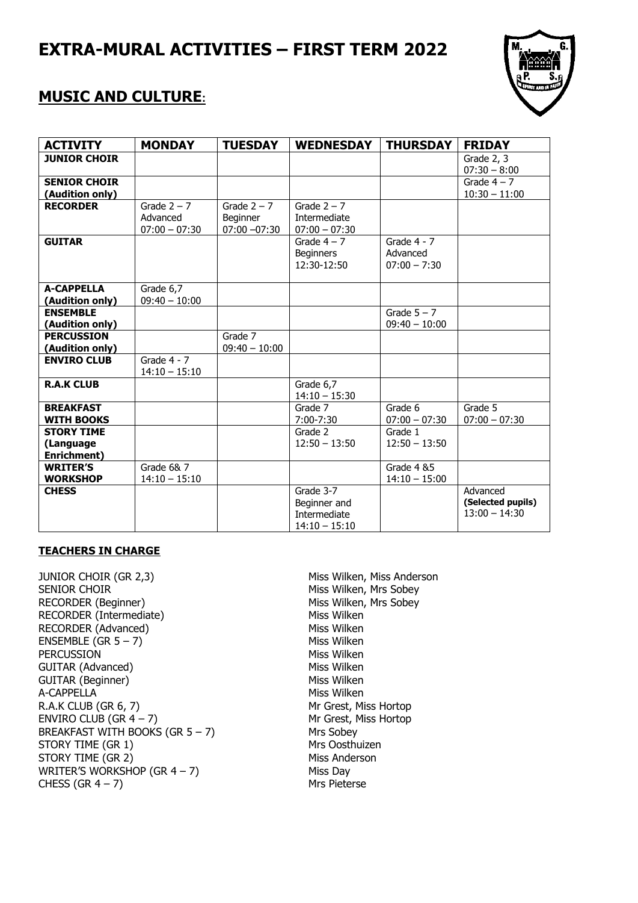# EXTRA-MURAL ACTIVITIES – FIRST TERM 2022

## MUSIC AND CULTURE:

| ACTIVITY | MONDAY | TUESDAY | WEDNESDAY | THURSDAY | FRIDAY |
|---|---|---|---|---|---|
| **JUNIOR CHOIR** | | | | | Grade 2, 3<br>07:30 – 8:00 |
| **SENIOR CHOIR (Audition only)** | | | | | Grade 4 – 7<br>10:30 – 11:00 |
| **RECORDER** | Grade 2 – 7<br>Advanced<br>07:00 – 07:30 | Grade 2 – 7<br>Beginner<br>07:00 –07:30 | Grade 2 – 7<br>Intermediate<br>07:00 – 07:30 | | |
| **GUITAR** | | | Grade 4 – 7<br>Beginners<br>12:30-12:50 | Grade 4 - 7<br>Advanced<br>07:00 – 7:30 | |
| **A-CAPPELLA (Audition only)** | Grade 6,7<br>09:40 – 10:00 | | | | |
| **ENSEMBLE (Audition only)** | | | | Grade 5 – 7<br>09:40 – 10:00 | |
| **PERCUSSION (Audition only)** | | Grade 7<br>09:40 – 10:00 | | | |
| **ENVIRO CLUB** | Grade 4 - 7<br>14:10 – 15:10 | | | | |
| **R.A.K CLUB** | | | Grade 6,7<br>14:10 – 15:30 | | |
| **BREAKFAST WITH BOOKS** | | | Grade 7<br>7:00-7:30 | Grade 6<br>07:00 – 07:30 | Grade 5<br>07:00 – 07:30 |
| **STORY TIME (Language Enrichment)** | | | Grade 2<br>12:50 – 13:50 | Grade 1<br>12:50 – 13:50 | |
| **WRITER'S WORKSHOP** | Grade 6& 7<br>14:10 – 15:10 | | | Grade 4 &5<br>14:10 – 15:00 | |
| **CHESS** | | | Grade 3-7<br>Beginner and Intermediate<br>14:10 – 15:10 | | Advanced<br>**(Selected pupils)**<br>13:00 – 14:30 |

### TEACHERS IN CHARGE

| | |
|---|---|
| JUNIOR CHOIR (GR 2,3) | Miss Wilken, Miss Anderson |
| SENIOR CHOIR | Miss Wilken, Mrs Sobey |
| RECORDER (Beginner) | Miss Wilken, Mrs Sobey |
| RECORDER (Intermediate) | Miss Wilken |
| RECORDER (Advanced) | Miss Wilken |
| ENSEMBLE (GR 5 – 7) | Miss Wilken |
| PERCUSSION | Miss Wilken |
| GUITAR (Advanced) | Miss Wilken |
| GUITAR (Beginner) | Miss Wilken |
| A-CAPPELLA | Miss Wilken |
| R.A.K CLUB (GR 6, 7) | Mr Grest, Miss Hortop |
| ENVIRO CLUB (GR 4 – 7) | Mr Grest, Miss Hortop |
| BREAKFAST WITH BOOKS (GR 5 – 7) | Mrs Sobey |
| STORY TIME (GR 1) | Mrs Oosthuizen |
| STORY TIME (GR 2) | Miss Anderson |
| WRITER'S WORKSHOP (GR 4 – 7) | Miss Day |
| CHESS (GR 4 – 7) | Mrs Pieterse |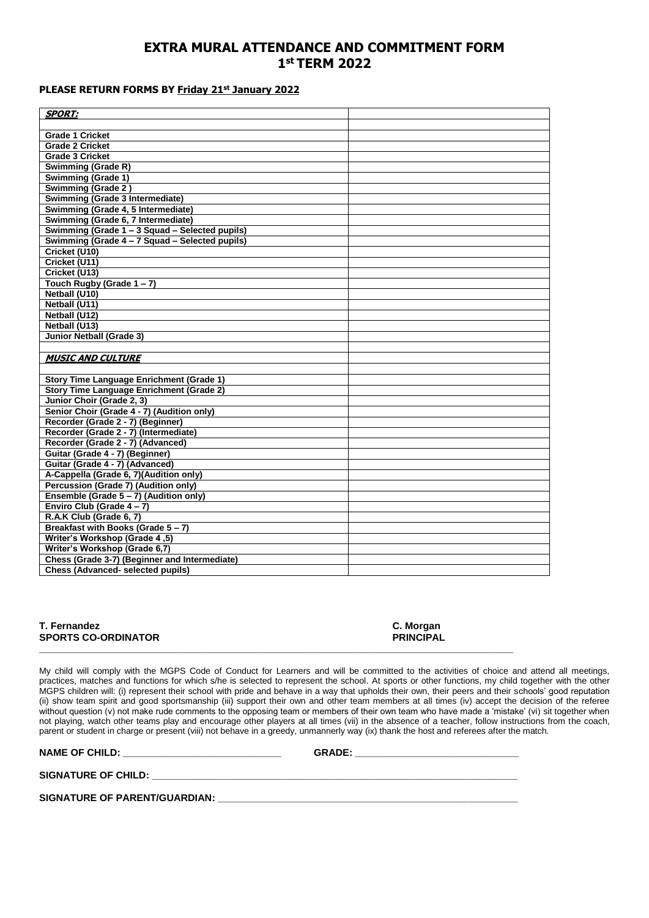# EXTRA MURAL ATTENDANCE AND COMMITMENT FORM
# 1st TERM 2022

**PLEASE RETURN FORMS BY Friday 21st January 2022**

| ***SPORT:*** | |
|---|---|
| | |
| **Grade 1 Cricket** | |
| **Grade 2 Cricket** | |
| **Grade 3 Cricket** | |
| **Swimming (Grade R)** | |
| **Swimming (Grade 1)** | |
| **Swimming (Grade 2 )** | |
| **Swimming (Grade 3 Intermediate)** | |
| **Swimming (Grade 4, 5 Intermediate)** | |
| **Swimming (Grade 6, 7 Intermediate)** | |
| **Swimming (Grade 1 – 3 Squad – Selected pupils)** | |
| **Swimming (Grade 4 – 7 Squad – Selected pupils)** | |
| **Cricket (U10)** | |
| **Cricket (U11)** | |
| **Cricket (U13)** | |
| **Touch Rugby (Grade 1 – 7)** | |
| **Netball (U10)** | |
| **Netball (U11)** | |
| **Netball (U12)** | |
| **Netball (U13)** | |
| **Junior Netball (Grade 3)** | |
| | |
| ***MUSIC AND CULTURE*** | |
| | |
| **Story Time Language Enrichment (Grade 1)** | |
| **Story Time Language Enrichment (Grade 2)** | |
| **Junior Choir (Grade 2, 3)** | |
| **Senior Choir (Grade 4 - 7) (Audition only)** | |
| **Recorder (Grade 2 - 7) (Beginner)** | |
| **Recorder (Grade 2 - 7) (Intermediate)** | |
| **Recorder (Grade 2 - 7) (Advanced)** | |
| **Guitar (Grade 4 - 7) (Beginner)** | |
| **Guitar (Grade 4 - 7) (Advanced)** | |
| **A-Cappella (Grade 6, 7)(Audition only)** | |
| **Percussion (Grade 7) (Audition only)** | |
| **Ensemble (Grade 5 – 7) (Audition only)** | |
| **Enviro Club (Grade 4 – 7)** | |
| **R.A.K Club (Grade 6, 7)** | |
| **Breakfast with Books (Grade 5 – 7)** | |
| **Writer's Workshop (Grade 4 ,5)** | |
| **Writer's Workshop (Grade 6,7)** | |
| **Chess (Grade 3-7) (Beginner and Intermediate)** | |
| **Chess (Advanced- selected pupils)** | |

**T. Fernandez**
**SPORTS CO-ORDINATOR**

**C. Morgan**
**PRINCIPAL**

---

My child will comply with the MGPS Code of Conduct for Learners and will be committed to the activities of choice and attend all meetings, practices, matches and functions for which s/he is selected to represent the school. At sports or other functions, my child together with the other MGPS children will: (i) represent their school with pride and behave in a way that upholds their own, their peers and their schools' good reputation (ii) show team spirit and good sportsmanship (iii) support their own and other team members at all times (iv) accept the decision of the referee without question (v) not make rude comments to the opposing team or members of their own team who have made a 'mistake' (vi) sit together when not playing, watch other teams play and encourage other players at all times (vii) in the absence of a teacher, follow instructions from the coach, parent or student in charge or present (viii) not behave in a greedy, unmannerly way (ix) thank the host and referees after the match.

**NAME OF CHILD:** ______________________________ **GRADE:** ______________________________

**SIGNATURE OF CHILD:** ______________________________________________________________________

**SIGNATURE OF PARENT/GUARDIAN:** _________________________________________________________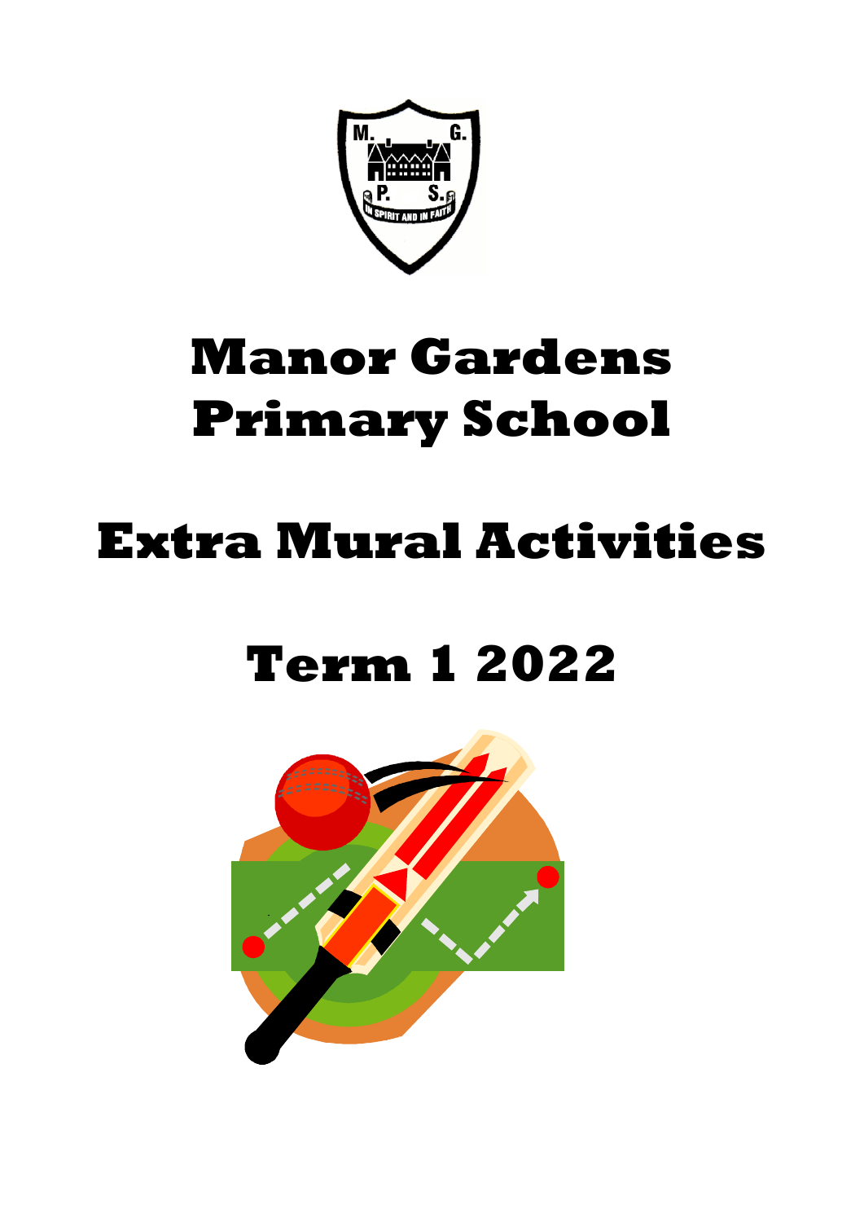# Manor Gardens Primary School

# Extra Mural Activities

# Term 1 2022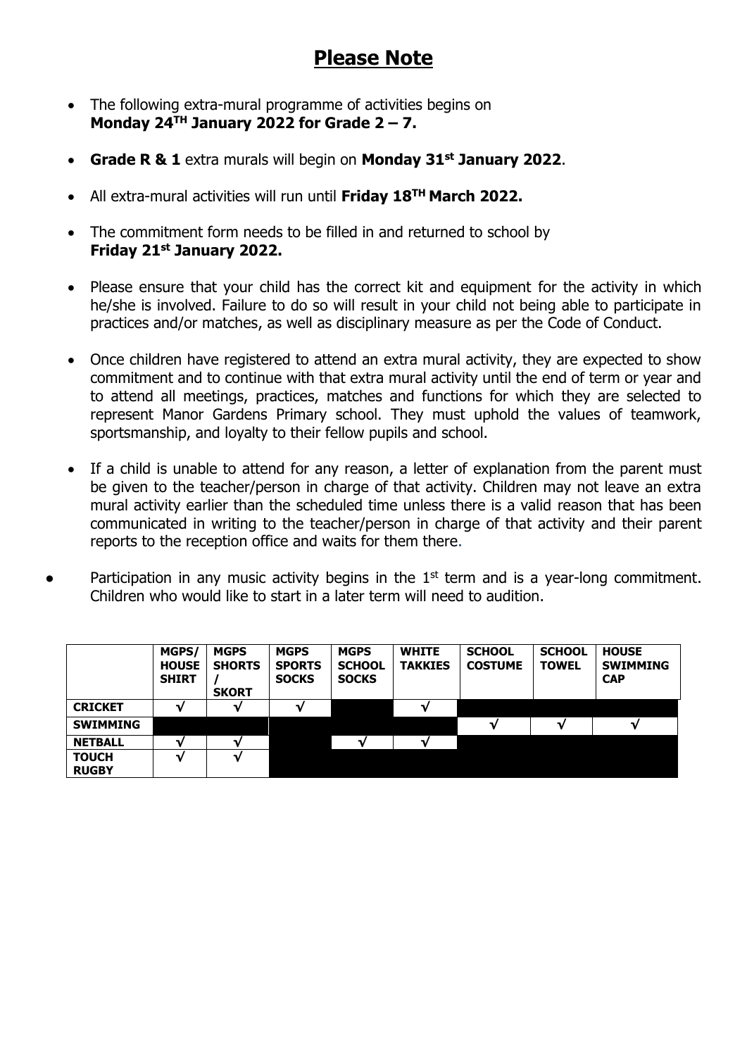# **Please Note**

- The following extra-mural programme of activities begins on **Monday 24TH January 2022 for Grade 2 – 7.**
- **Grade R & 1** extra murals will begin on **Monday 31st January 2022**.
- All extra-mural activities will run until **Friday 18TH March 2022.**
- The commitment form needs to be filled in and returned to school by **Friday 21st January 2022.**
- Please ensure that your child has the correct kit and equipment for the activity in which he/she is involved. Failure to do so will result in your child not being able to participate in practices and/or matches, as well as disciplinary measure as per the Code of Conduct.
- Once children have registered to attend an extra mural activity, they are expected to show commitment and to continue with that extra mural activity until the end of term or year and to attend all meetings, practices, matches and functions for which they are selected to represent Manor Gardens Primary school. They must uphold the values of teamwork, sportsmanship, and loyalty to their fellow pupils and school.
- If a child is unable to attend for any reason, a letter of explanation from the parent must be given to the teacher/person in charge of that activity. Children may not leave an extra mural activity earlier than the scheduled time unless there is a valid reason that has been communicated in writing to the teacher/person in charge of that activity and their parent reports to the reception office and waits for them there.
- Participation in any music activity begins in the 1st term and is a year-long commitment. Children who would like to start in a later term will need to audition.

| | MGPS/ HOUSE SHIRT | MGPS SHORTS / SKORT | MGPS SPORTS SOCKS | MGPS SCHOOL SOCKS | WHITE TAKKIES | SCHOOL COSTUME | SCHOOL TOWEL | HOUSE SWIMMING CAP |
|---|---|---|---|---|---|---|---|---|
| **CRICKET** | √ | √ | √ | | √ | | | |
| **SWIMMING** | | | | | | √ | √ | √ |
| **NETBALL** | √ | √ | | √ | √ | | | |
| **TOUCH RUGBY** | √ | √ | | | | | | |